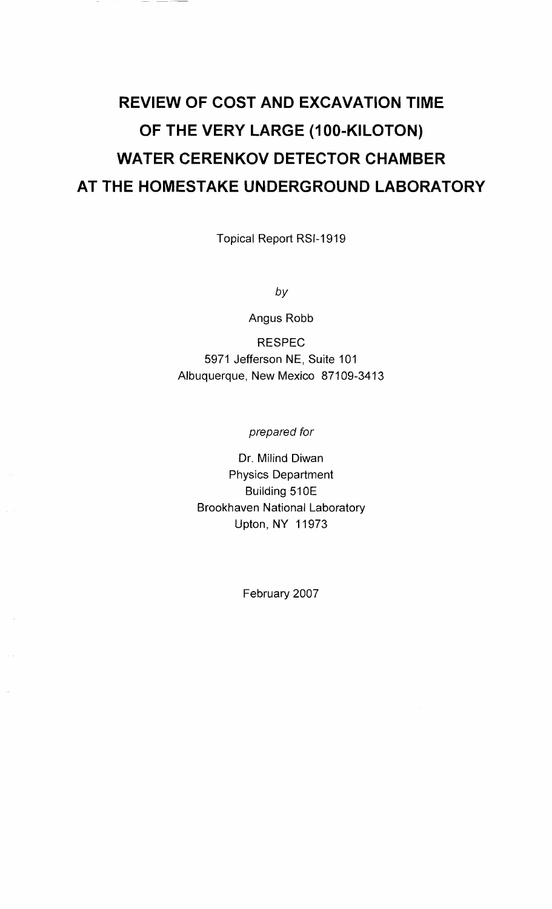# REVIEW OF COST AND EXCAVATION TIME OF THE VERY LARGE (100-KILOTON) WATER CERENKOV DETECTOR CHAMBER AT THE HOMESTAKE UNDERGROUND LABORATORY

Topical Report RSI-1919

*by*

Angus Robb

RESPEC
5971 Jefferson NE, Suite 101
Albuquerque, New Mexico 87109-3413

*prepared for*

Dr. Milind Diwan
Physics Department
Building 510E
Brookhaven National Laboratory
Upton, NY 11973

February 2007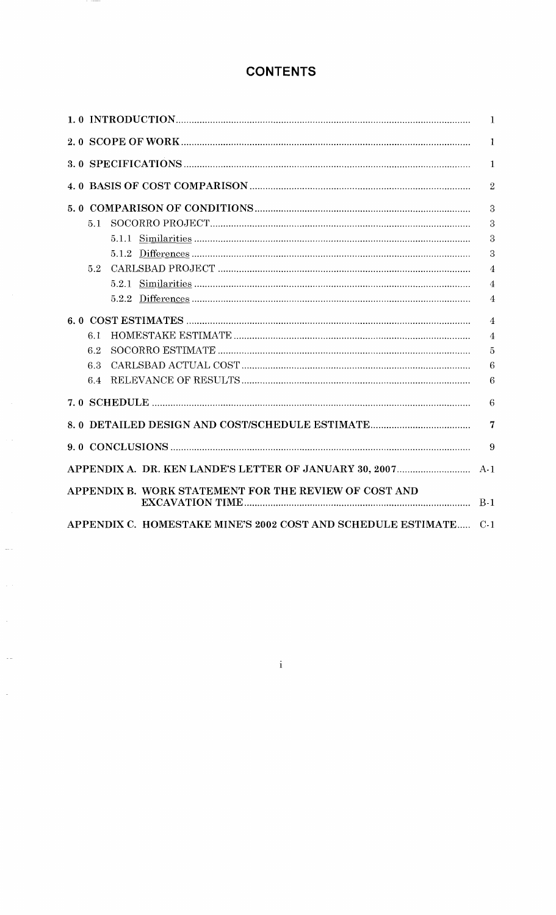# CONTENTS

| | |
|---|---|
| **1. 0 INTRODUCTION** | 1 |
| **2. 0 SCOPE OF WORK** | 1 |
| **3. 0 SPECIFICATIONS** | 1 |
| **4. 0 BASIS OF COST COMPARISON** | 2 |
| **5. 0 COMPARISON OF CONDITIONS** | 3 |
| 5.1 SOCORRO PROJECT | 3 |
| 5.1.1 Similarities | 3 |
| 5.1.2 Differences | 3 |
| 5.2 CARLSBAD PROJECT | 4 |
| 5.2.1 Similarities | 4 |
| 5.2.2 Differences | 4 |
| **6. 0 COST ESTIMATES** | 4 |
| 6.1 HOMESTAKE ESTIMATE | 4 |
| 6.2 SOCORRO ESTIMATE | 5 |
| 6.3 CARLSBAD ACTUAL COST | 6 |
| 6.4 RELEVANCE OF RESULTS | 6 |
| **7. 0 SCHEDULE** | 6 |
| **8. 0 DETAILED DESIGN AND COST/SCHEDULE ESTIMATE** | 7 |
| **9. 0 CONCLUSIONS** | 9 |
| **APPENDIX A. DR. KEN LANDE'S LETTER OF JANUARY 30, 2007** | A-1 |
| **APPENDIX B. WORK STATEMENT FOR THE REVIEW OF COST AND EXCAVATION TIME** | B-1 |
| **APPENDIX C. HOMESTAKE MINE'S 2002 COST AND SCHEDULE ESTIMATE** | C-1 |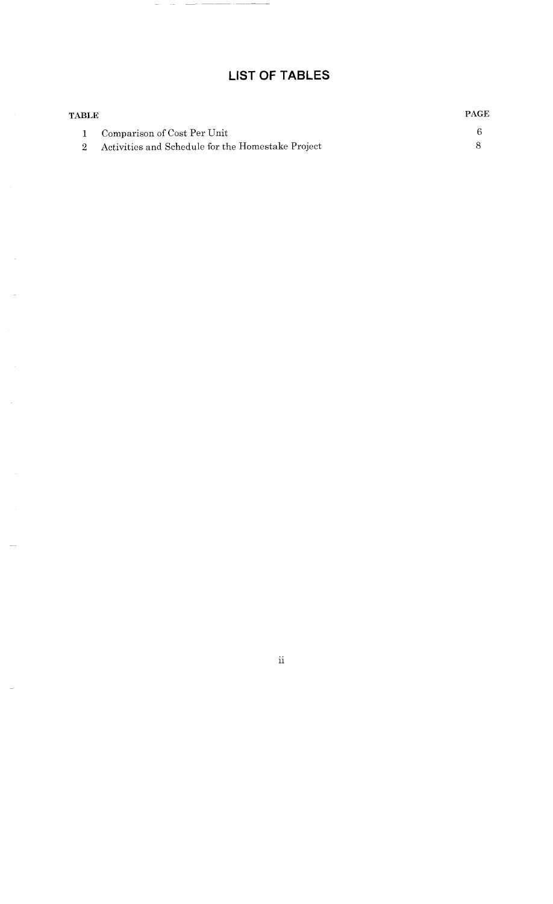# LIST OF TABLES

| TABLE | | PAGE |
|---|---|---|
| 1 | Comparison of Cost Per Unit | 6 |
| 2 | Activities and Schedule for the Homestake Project | 8 |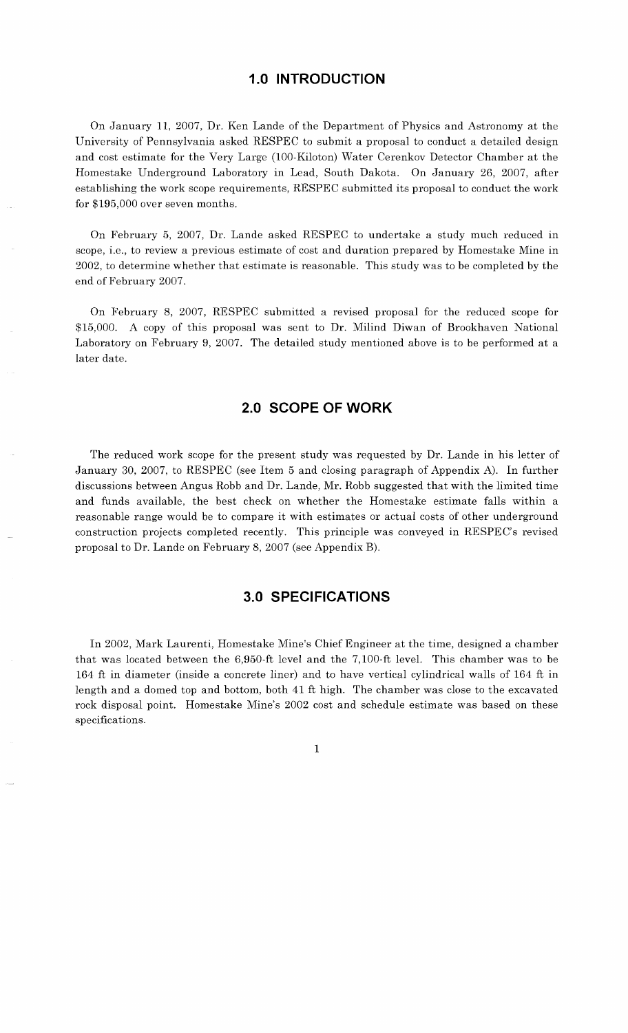## 1.0 INTRODUCTION

On January 11, 2007, Dr. Ken Lande of the Department of Physics and Astronomy at the University of Pennsylvania asked RESPEC to submit a proposal to conduct a detailed design and cost estimate for the Very Large (100-Kiloton) Water Cerenkov Detector Chamber at the Homestake Underground Laboratory in Lead, South Dakota. On January 26, 2007, after establishing the work scope requirements, RESPEC submitted its proposal to conduct the work for $195,000 over seven months.

On February 5, 2007, Dr. Lande asked RESPEC to undertake a study much reduced in scope, i.e., to review a previous estimate of cost and duration prepared by Homestake Mine in 2002, to determine whether that estimate is reasonable. This study was to be completed by the end of February 2007.

On February 8, 2007, RESPEC submitted a revised proposal for the reduced scope for $15,000. A copy of this proposal was sent to Dr. Milind Diwan of Brookhaven National Laboratory on February 9, 2007. The detailed study mentioned above is to be performed at a later date.

## 2.0 SCOPE OF WORK

The reduced work scope for the present study was requested by Dr. Lande in his letter of January 30, 2007, to RESPEC (see Item 5 and closing paragraph of Appendix A). In further discussions between Angus Robb and Dr. Lande, Mr. Robb suggested that with the limited time and funds available, the best check on whether the Homestake estimate falls within a reasonable range would be to compare it with estimates or actual costs of other underground construction projects completed recently. This principle was conveyed in RESPEC's revised proposal to Dr. Lande on February 8, 2007 (see Appendix B).

## 3.0 SPECIFICATIONS

In 2002, Mark Laurenti, Homestake Mine's Chief Engineer at the time, designed a chamber that was located between the 6,950-ft level and the 7,100-ft level. This chamber was to be 164 ft in diameter (inside a concrete liner) and to have vertical cylindrical walls of 164 ft in length and a domed top and bottom, both 41 ft high. The chamber was close to the excavated rock disposal point. Homestake Mine's 2002 cost and schedule estimate was based on these specifications.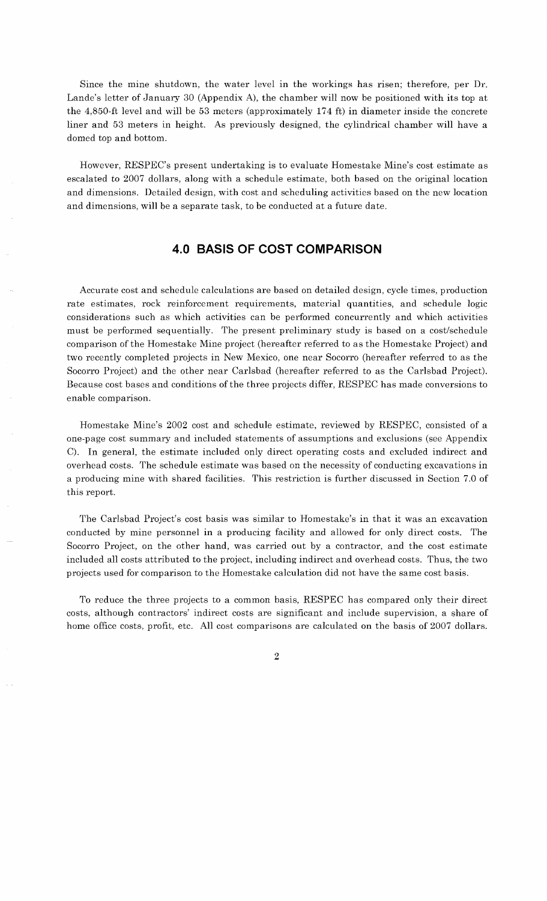Since the mine shutdown, the water level in the workings has risen; therefore, per Dr. Lande's letter of January 30 (Appendix A), the chamber will now be positioned with its top at the 4,850-ft level and will be 53 meters (approximately 174 ft) in diameter inside the concrete liner and 53 meters in height. As previously designed, the cylindrical chamber will have a domed top and bottom.

However, RESPEC's present undertaking is to evaluate Homestake Mine's cost estimate as escalated to 2007 dollars, along with a schedule estimate, both based on the original location and dimensions. Detailed design, with cost and scheduling activities based on the new location and dimensions, will be a separate task, to be conducted at a future date.

## 4.0 BASIS OF COST COMPARISON

Accurate cost and schedule calculations are based on detailed design, cycle times, production rate estimates, rock reinforcement requirements, material quantities, and schedule logic considerations such as which activities can be performed concurrently and which activities must be performed sequentially. The present preliminary study is based on a cost/schedule comparison of the Homestake Mine project (hereafter referred to as the Homestake Project) and two recently completed projects in New Mexico, one near Socorro (hereafter referred to as the Socorro Project) and the other near Carlsbad (hereafter referred to as the Carlsbad Project). Because cost bases and conditions of the three projects differ, RESPEC has made conversions to enable comparison.

Homestake Mine's 2002 cost and schedule estimate, reviewed by RESPEC, consisted of a one-page cost summary and included statements of assumptions and exclusions (see Appendix C). In general, the estimate included only direct operating costs and excluded indirect and overhead costs. The schedule estimate was based on the necessity of conducting excavations in a producing mine with shared facilities. This restriction is further discussed in Section 7.0 of this report.

The Carlsbad Project's cost basis was similar to Homestake's in that it was an excavation conducted by mine personnel in a producing facility and allowed for only direct costs. The Socorro Project, on the other hand, was carried out by a contractor, and the cost estimate included all costs attributed to the project, including indirect and overhead costs. Thus, the two projects used for comparison to the Homestake calculation did not have the same cost basis.

To reduce the three projects to a common basis, RESPEC has compared only their direct costs, although contractors' indirect costs are significant and include supervision, a share of home office costs, profit, etc. All cost comparisons are calculated on the basis of 2007 dollars.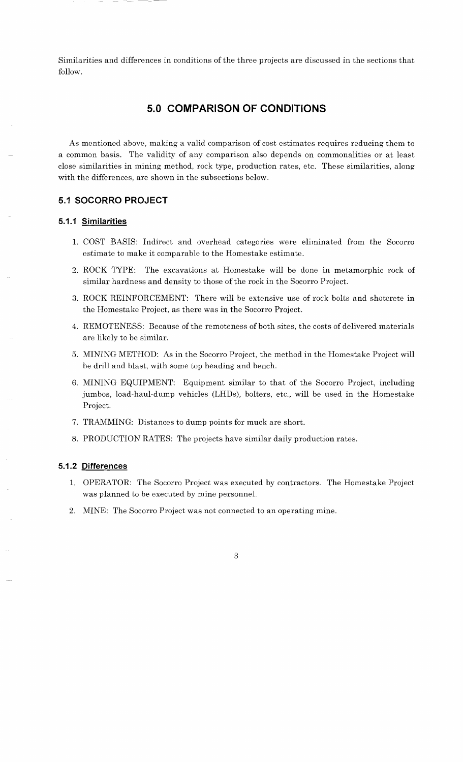Similarities and differences in conditions of the three projects are discussed in the sections that follow.

# 5.0 COMPARISON OF CONDITIONS

As mentioned above, making a valid comparison of cost estimates requires reducing them to a common basis. The validity of any comparison also depends on commonalities or at least close similarities in mining method, rock type, production rates, etc. These similarities, along with the differences, are shown in the subsections below.

## 5.1 SOCORRO PROJECT

### 5.1.1 Similarities

1. COST BASIS: Indirect and overhead categories were eliminated from the Socorro estimate to make it comparable to the Homestake estimate.
2. ROCK TYPE: The excavations at Homestake will be done in metamorphic rock of similar hardness and density to those of the rock in the Socorro Project.
3. ROCK REINFORCEMENT: There will be extensive use of rock bolts and shotcrete in the Homestake Project, as there was in the Socorro Project.
4. REMOTENESS: Because of the remoteness of both sites, the costs of delivered materials are likely to be similar.
5. MINING METHOD: As in the Socorro Project, the method in the Homestake Project will be drill and blast, with some top heading and bench.
6. MINING EQUIPMENT: Equipment similar to that of the Socorro Project, including jumbos, load-haul-dump vehicles (LHDs), bolters, etc., will be used in the Homestake Project.
7. TRAMMING: Distances to dump points for muck are short.
8. PRODUCTION RATES: The projects have similar daily production rates.

### 5.1.2 Differences

1. OPERATOR: The Socorro Project was executed by contractors. The Homestake Project was planned to be executed by mine personnel.
2. MINE: The Socorro Project was not connected to an operating mine.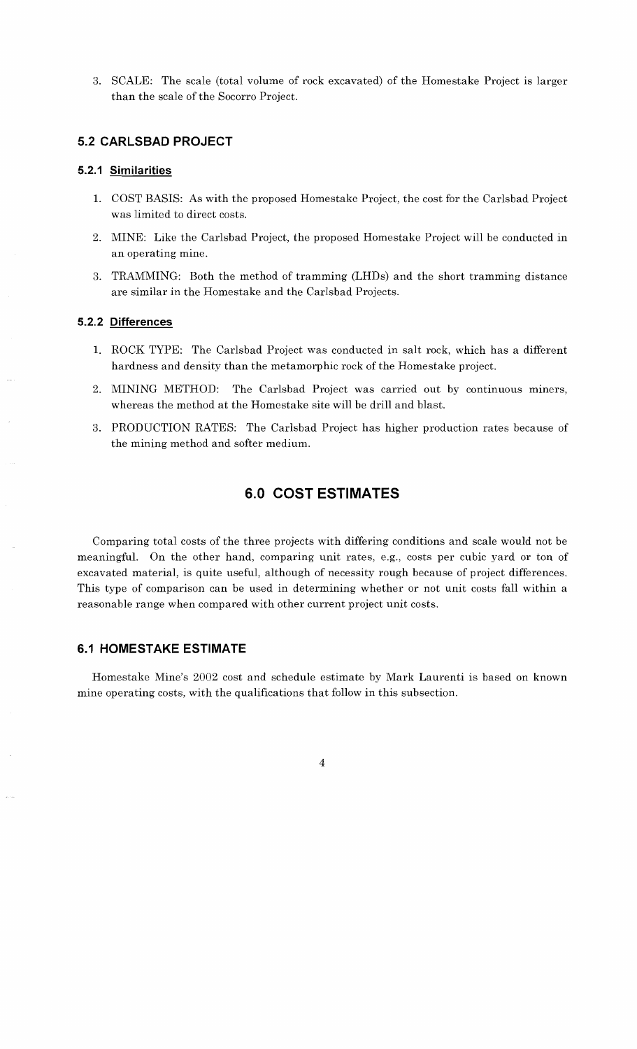3. SCALE: The scale (total volume of rock excavated) of the Homestake Project is larger than the scale of the Socorro Project.

## 5.2 CARLSBAD PROJECT

### 5.2.1 Similarities

1. COST BASIS: As with the proposed Homestake Project, the cost for the Carlsbad Project was limited to direct costs.
2. MINE: Like the Carlsbad Project, the proposed Homestake Project will be conducted in an operating mine.
3. TRAMMING: Both the method of tramming (LHDs) and the short tramming distance are similar in the Homestake and the Carlsbad Projects.

### 5.2.2 Differences

1. ROCK TYPE: The Carlsbad Project was conducted in salt rock, which has a different hardness and density than the metamorphic rock of the Homestake project.
2. MINING METHOD: The Carlsbad Project was carried out by continuous miners, whereas the method at the Homestake site will be drill and blast.
3. PRODUCTION RATES: The Carlsbad Project has higher production rates because of the mining method and softer medium.

# 6.0 COST ESTIMATES

Comparing total costs of the three projects with differing conditions and scale would not be meaningful. On the other hand, comparing unit rates, e.g., costs per cubic yard or ton of excavated material, is quite useful, although of necessity rough because of project differences. This type of comparison can be used in determining whether or not unit costs fall within a reasonable range when compared with other current project unit costs.

## 6.1 HOMESTAKE ESTIMATE

Homestake Mine's 2002 cost and schedule estimate by Mark Laurenti is based on known mine operating costs, with the qualifications that follow in this subsection.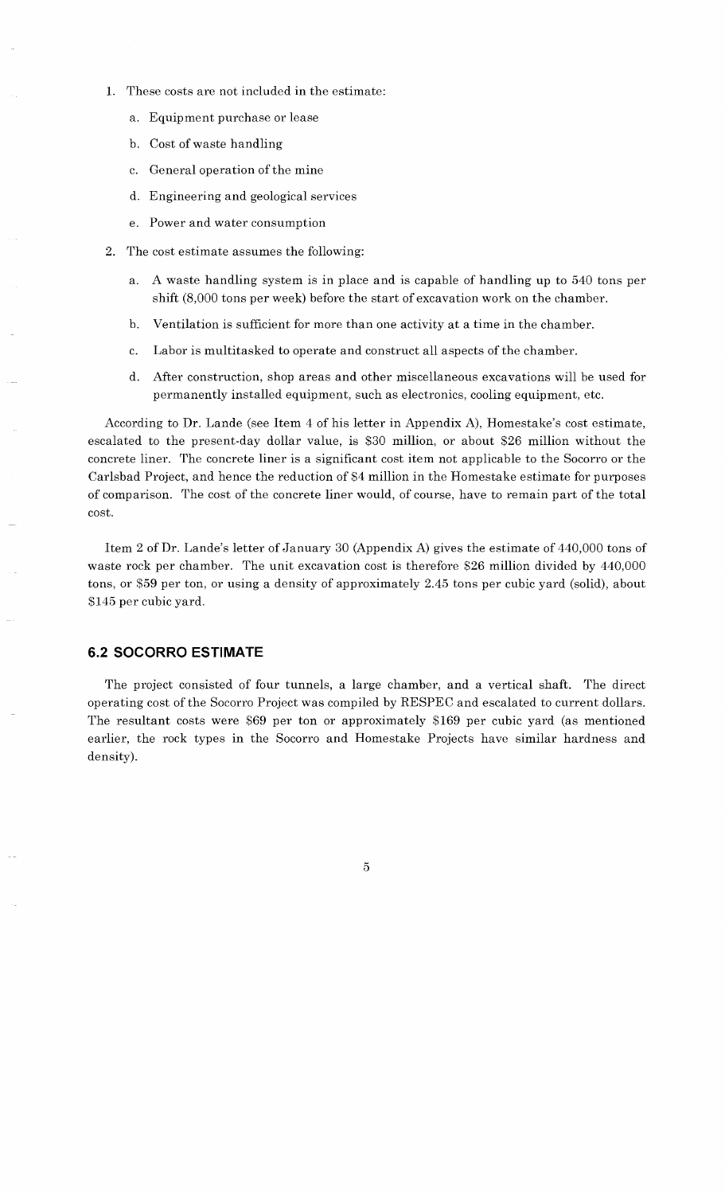1. These costs are not included in the estimate:

    a. Equipment purchase or lease

    b. Cost of waste handling

    c. General operation of the mine

    d. Engineering and geological services

    e. Power and water consumption

2. The cost estimate assumes the following:

    a. A waste handling system is in place and is capable of handling up to 540 tons per shift (8,000 tons per week) before the start of excavation work on the chamber.

    b. Ventilation is sufficient for more than one activity at a time in the chamber.

    c. Labor is multitasked to operate and construct all aspects of the chamber.

    d. After construction, shop areas and other miscellaneous excavations will be used for permanently installed equipment, such as electronics, cooling equipment, etc.

According to Dr. Lande (see Item 4 of his letter in Appendix A), Homestake's cost estimate, escalated to the present-day dollar value, is $30 million, or about $26 million without the concrete liner. The concrete liner is a significant cost item not applicable to the Socorro or the Carlsbad Project, and hence the reduction of $4 million in the Homestake estimate for purposes of comparison. The cost of the concrete liner would, of course, have to remain part of the total cost.

Item 2 of Dr. Lande's letter of January 30 (Appendix A) gives the estimate of 440,000 tons of waste rock per chamber. The unit excavation cost is therefore $26 million divided by 440,000 tons, or $59 per ton, or using a density of approximately 2.45 tons per cubic yard (solid), about $145 per cubic yard.

## 6.2 SOCORRO ESTIMATE

The project consisted of four tunnels, a large chamber, and a vertical shaft. The direct operating cost of the Socorro Project was compiled by RESPEC and escalated to current dollars. The resultant costs were $69 per ton or approximately $169 per cubic yard (as mentioned earlier, the rock types in the Socorro and Homestake Projects have similar hardness and density).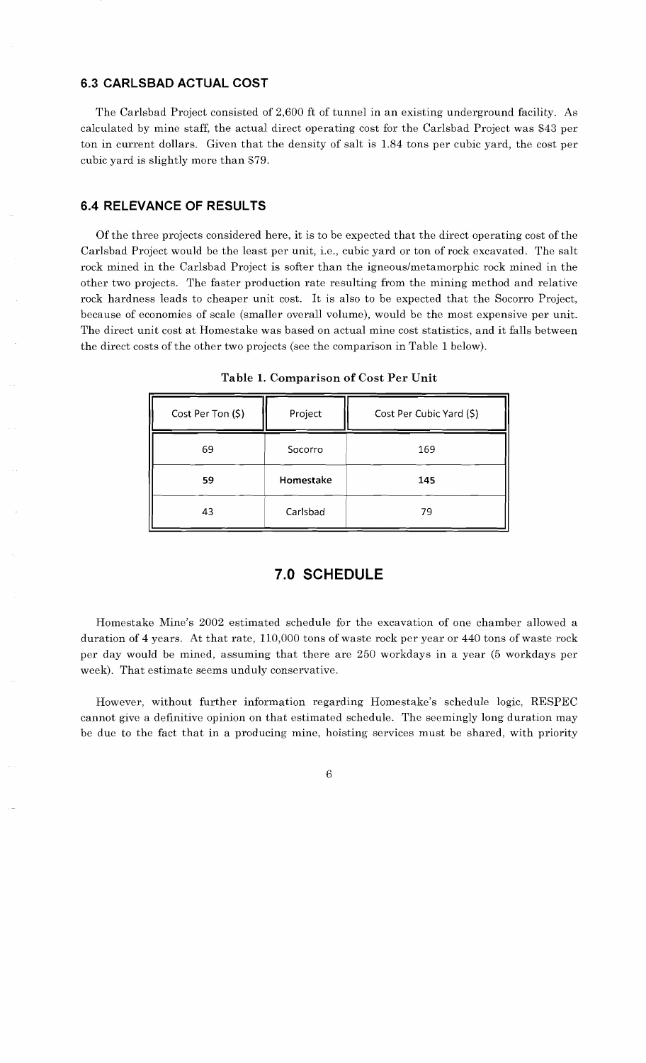### 6.3 CARLSBAD ACTUAL COST

The Carlsbad Project consisted of 2,600 ft of tunnel in an existing underground facility. As calculated by mine staff, the actual direct operating cost for the Carlsbad Project was $43 per ton in current dollars. Given that the density of salt is 1.84 tons per cubic yard, the cost per cubic yard is slightly more than $79.

### 6.4 RELEVANCE OF RESULTS

Of the three projects considered here, it is to be expected that the direct operating cost of the Carlsbad Project would be the least per unit, i.e., cubic yard or ton of rock excavated. The salt rock mined in the Carlsbad Project is softer than the igneous/metamorphic rock mined in the other two projects. The faster production rate resulting from the mining method and relative rock hardness leads to cheaper unit cost. It is also to be expected that the Socorro Project, because of economies of scale (smaller overall volume), would be the most expensive per unit. The direct unit cost at Homestake was based on actual mine cost statistics, and it falls between the direct costs of the other two projects (see the comparison in Table 1 below).

**Table 1. Comparison of Cost Per Unit**

| Cost Per Ton ($) | Project | Cost Per Cubic Yard ($) |
|---|---|---|
| 69 | Socorro | 169 |
| **59** | **Homestake** | **145** |
| 43 | Carlsbad | 79 |

## 7.0 SCHEDULE

Homestake Mine's 2002 estimated schedule for the excavation of one chamber allowed a duration of 4 years. At that rate, 110,000 tons of waste rock per year or 440 tons of waste rock per day would be mined, assuming that there are 250 workdays in a year (5 workdays per week). That estimate seems unduly conservative.

However, without further information regarding Homestake's schedule logic, RESPEC cannot give a definitive opinion on that estimated schedule. The seemingly long duration may be due to the fact that in a producing mine, hoisting services must be shared, with priority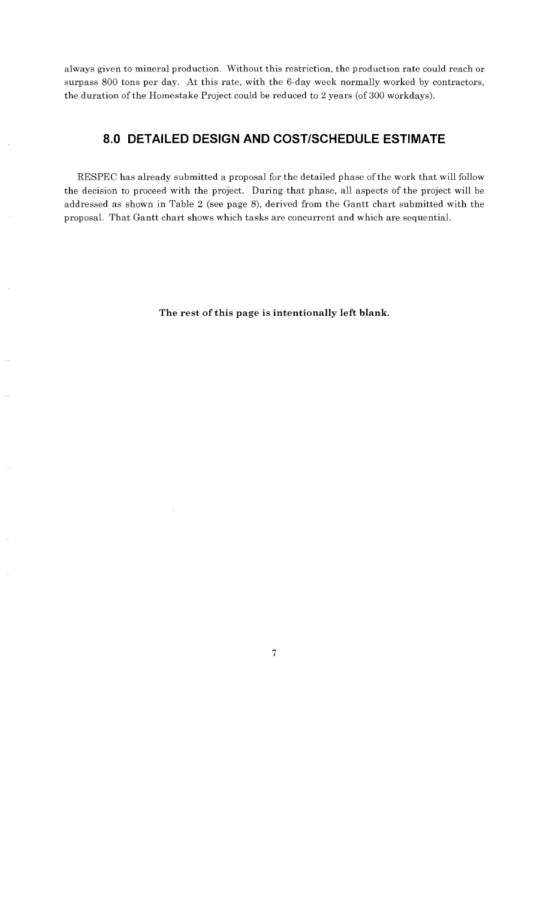always given to mineral production. Without this restriction, the production rate could reach or surpass 800 tons per day. At this rate, with the 6-day week normally worked by contractors, the duration of the Homestake Project could be reduced to 2 years (of 300 workdays).

## 8.0 DETAILED DESIGN AND COST/SCHEDULE ESTIMATE

RESPEC has already submitted a proposal for the detailed phase of the work that will follow the decision to proceed with the project. During that phase, all aspects of the project will be addressed as shown in Table 2 (see page 8), derived from the Gantt chart submitted with the proposal. That Gantt chart shows which tasks are concurrent and which are sequential.

**The rest of this page is intentionally left blank.**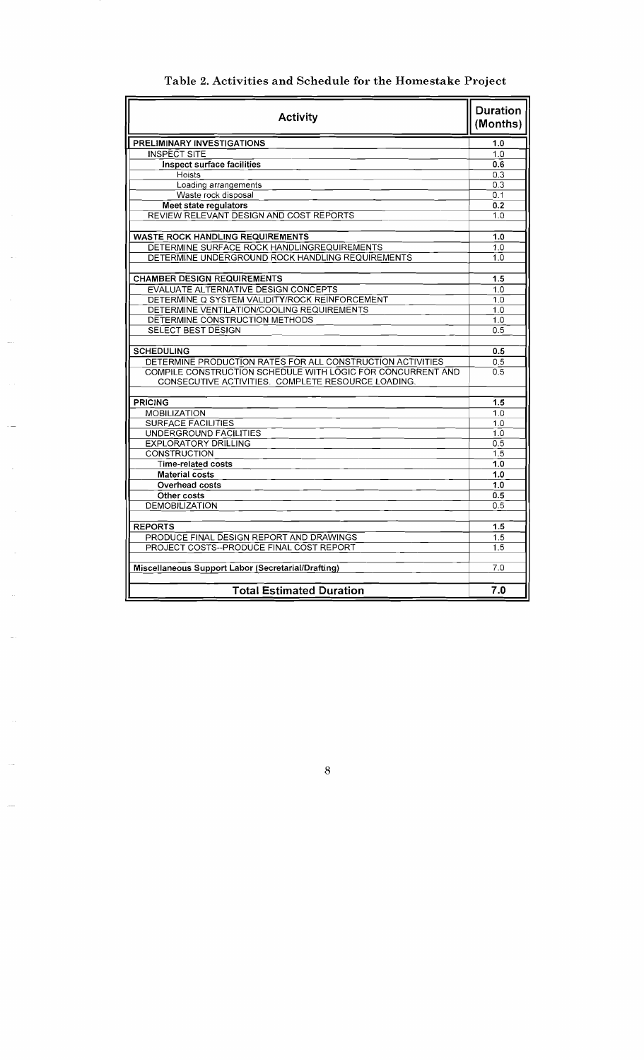Table 2. Activities and Schedule for the Homestake Project

| Activity | Duration (Months) |
|---|---|
| **PRELIMINARY INVESTIGATIONS** | **1.0** |
| INSPECT SITE | 1.0 |
| **Inspect surface facilities** | **0.6** |
| Hoists | 0.3 |
| Loading arrangements | 0.3 |
| Waste rock disposal | 0.1 |
| **Meet state regulators** | **0.2** |
| REVIEW RELEVANT DESIGN AND COST REPORTS | 1.0 |
| | |
| **WASTE ROCK HANDLING REQUIREMENTS** | **1.0** |
| DETERMINE SURFACE ROCK HANDLINGREQUIREMENTS | 1.0 |
| DETERMINE UNDERGROUND ROCK HANDLING REQUIREMENTS | 1.0 |
| | |
| **CHAMBER DESIGN REQUIREMENTS** | **1.5** |
| EVALUATE ALTERNATIVE DESIGN CONCEPTS | 1.0 |
| DETERMINE Q SYSTEM VALIDITY/ROCK REINFORCEMENT | 1.0 |
| DETERMINE VENTILATION/COOLING REQUIREMENTS | 1.0 |
| DETERMINE CONSTRUCTION METHODS | 1.0 |
| SELECT BEST DESIGN | 0.5 |
| | |
| **SCHEDULING** | **0.5** |
| DETERMINE PRODUCTION RATES FOR ALL CONSTRUCTION ACTIVITIES | 0.5 |
| COMPILE CONSTRUCTION SCHEDULE WITH LOGIC FOR CONCURRENT AND CONSECUTIVE ACTIVITIES. COMPLETE RESOURCE LOADING. | 0.5 |
| | |
| **PRICING** | **1.5** |
| MOBILIZATION | 1.0 |
| SURFACE FACILITIES | 1.0 |
| UNDERGROUND FACILITIES | 1.0 |
| EXPLORATORY DRILLING | 0.5 |
| CONSTRUCTION | 1.5 |
| **Time-related costs** | **1.0** |
| **Material costs** | **1.0** |
| **Overhead costs** | **1.0** |
| **Other costs** | **0.5** |
| DEMOBILIZATION | 0.5 |
| | |
| **REPORTS** | **1.5** |
| PRODUCE FINAL DESIGN REPORT AND DRAWINGS | 1.5 |
| PROJECT COSTS--PRODUCE FINAL COST REPORT | 1.5 |
| | |
| **Miscellaneous Support Labor (Secretarial/Drafting)** | 7.0 |
| | |
| **Total Estimated Duration** | **7.0** |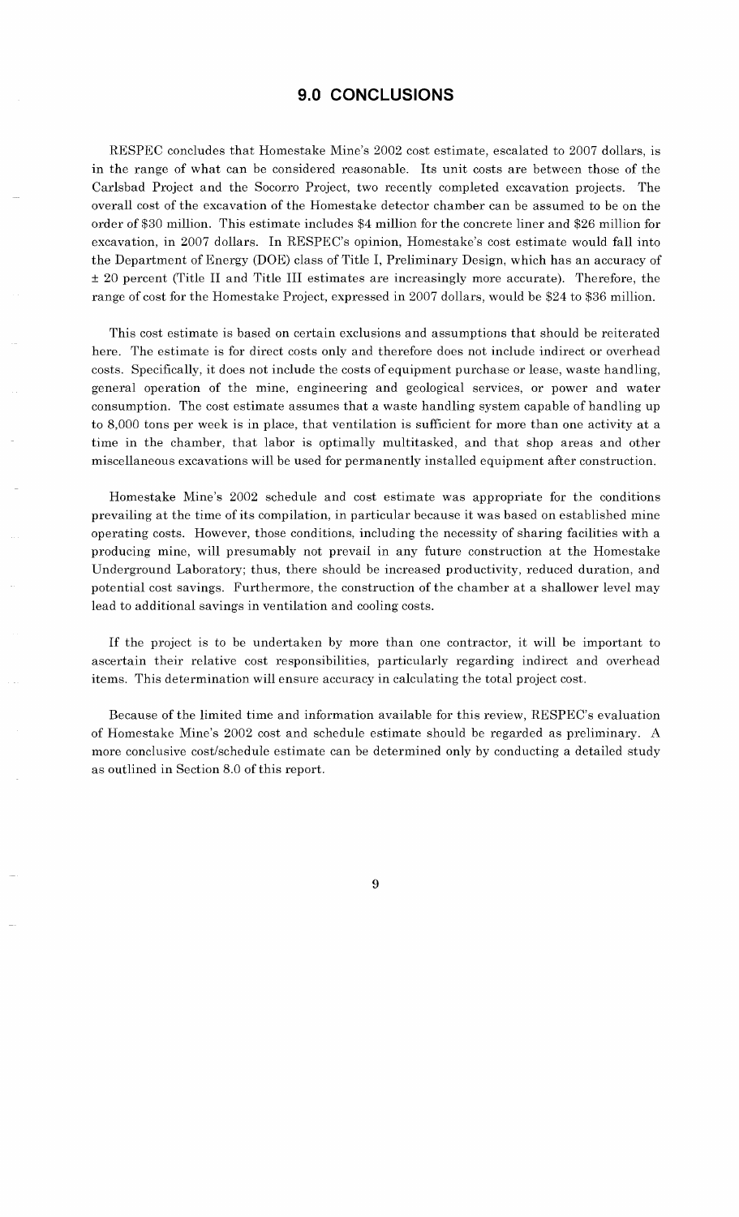## 9.0 CONCLUSIONS

RESPEC concludes that Homestake Mine's 2002 cost estimate, escalated to 2007 dollars, is in the range of what can be considered reasonable. Its unit costs are between those of the Carlsbad Project and the Socorro Project, two recently completed excavation projects. The overall cost of the excavation of the Homestake detector chamber can be assumed to be on the order of $30 million. This estimate includes $4 million for the concrete liner and $26 million for excavation, in 2007 dollars. In RESPEC's opinion, Homestake's cost estimate would fall into the Department of Energy (DOE) class of Title I, Preliminary Design, which has an accuracy of ± 20 percent (Title II and Title III estimates are increasingly more accurate). Therefore, the range of cost for the Homestake Project, expressed in 2007 dollars, would be $24 to $36 million.

This cost estimate is based on certain exclusions and assumptions that should be reiterated here. The estimate is for direct costs only and therefore does not include indirect or overhead costs. Specifically, it does not include the costs of equipment purchase or lease, waste handling, general operation of the mine, engineering and geological services, or power and water consumption. The cost estimate assumes that a waste handling system capable of handling up to 8,000 tons per week is in place, that ventilation is sufficient for more than one activity at a time in the chamber, that labor is optimally multitasked, and that shop areas and other miscellaneous excavations will be used for permanently installed equipment after construction.

Homestake Mine's 2002 schedule and cost estimate was appropriate for the conditions prevailing at the time of its compilation, in particular because it was based on established mine operating costs. However, those conditions, including the necessity of sharing facilities with a producing mine, will presumably not prevail in any future construction at the Homestake Underground Laboratory; thus, there should be increased productivity, reduced duration, and potential cost savings. Furthermore, the construction of the chamber at a shallower level may lead to additional savings in ventilation and cooling costs.

If the project is to be undertaken by more than one contractor, it will be important to ascertain their relative cost responsibilities, particularly regarding indirect and overhead items. This determination will ensure accuracy in calculating the total project cost.

Because of the limited time and information available for this review, RESPEC's evaluation of Homestake Mine's 2002 cost and schedule estimate should be regarded as preliminary. A more conclusive cost/schedule estimate can be determined only by conducting a detailed study as outlined in Section 8.0 of this report.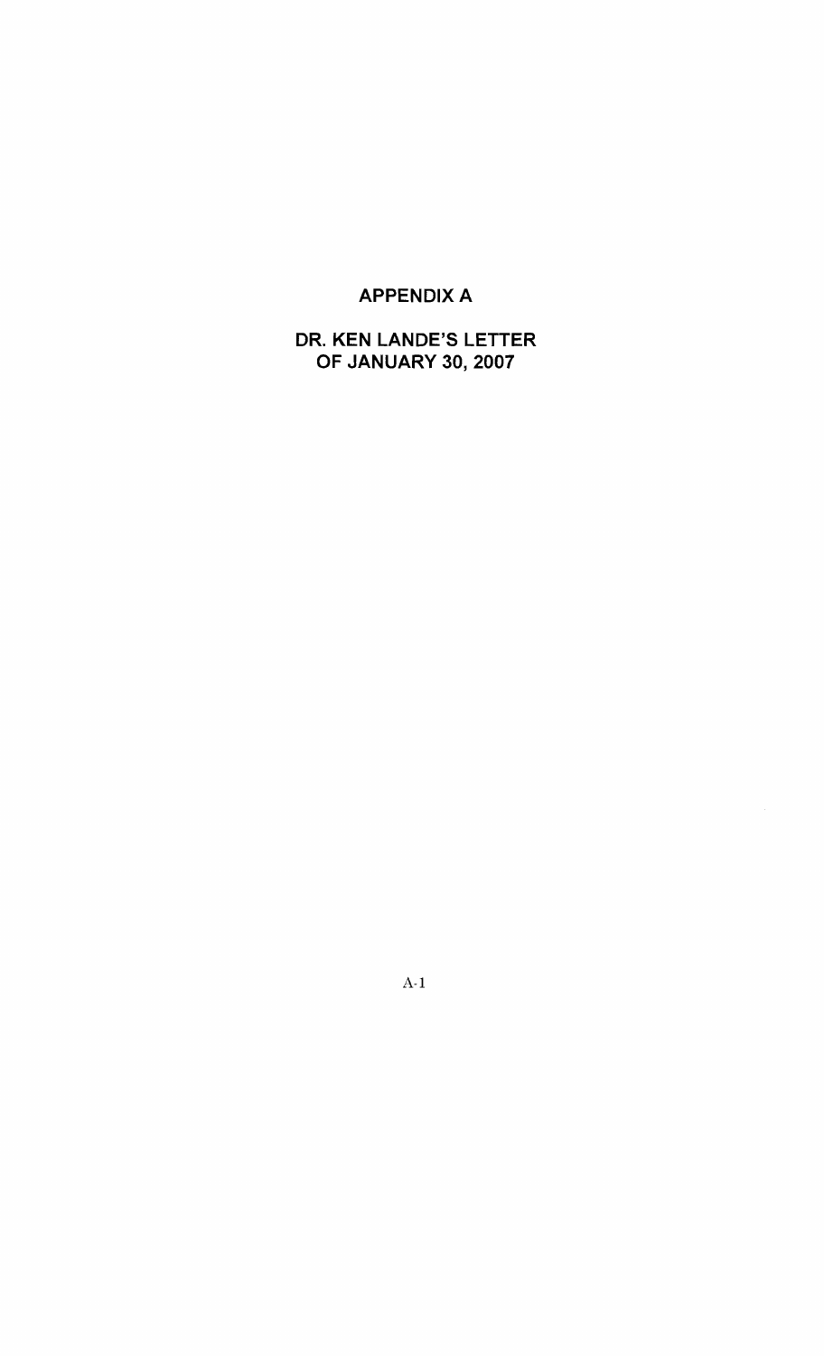# APPENDIX A

## DR. KEN LANDE'S LETTER OF JANUARY 30, 2007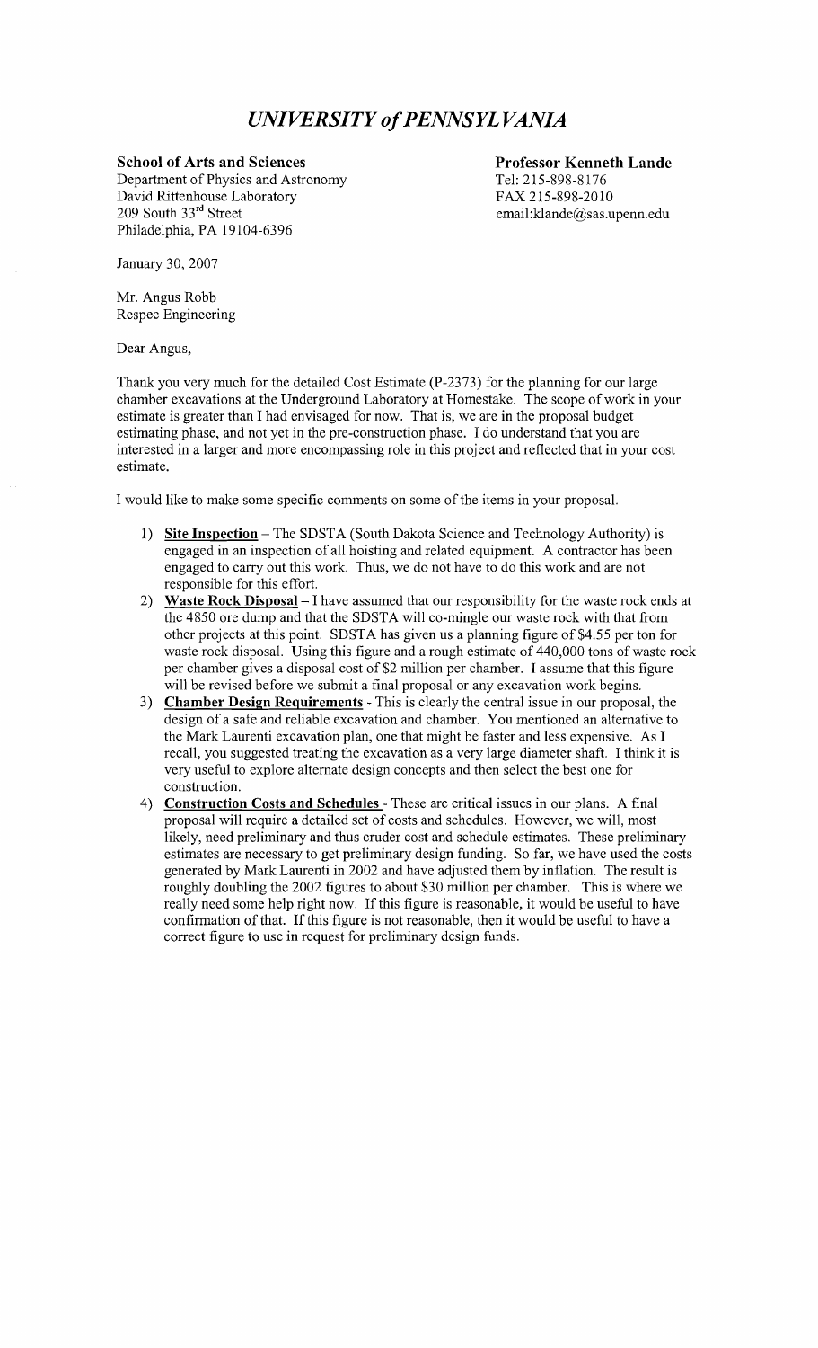# *UNIVERSITY of PENNSYLVANIA*

**School of Arts and Sciences**
Department of Physics and Astronomy
David Rittenhouse Laboratory
209 South 33rd Street
Philadelphia, PA 19104-6396

**Professor Kenneth Lande**
Tel: 215-898-8176
FAX 215-898-2010
email:klande@sas.upenn.edu

January 30, 2007

Mr. Angus Robb
Respec Engineering

Dear Angus,

Thank you very much for the detailed Cost Estimate (P-2373) for the planning for our large chamber excavations at the Underground Laboratory at Homestake. The scope of work in your estimate is greater than I had envisaged for now. That is, we are in the proposal budget estimating phase, and not yet in the pre-construction phase. I do understand that you are interested in a larger and more encompassing role in this project and reflected that in your cost estimate.

I would like to make some specific comments on some of the items in your proposal.

1) **Site Inspection** – The SDSTA (South Dakota Science and Technology Authority) is engaged in an inspection of all hoisting and related equipment. A contractor has been engaged to carry out this work. Thus, we do not have to do this work and are not responsible for this effort.
2) **Waste Rock Disposal** – I have assumed that our responsibility for the waste rock ends at the 4850 ore dump and that the SDSTA will co-mingle our waste rock with that from other projects at this point. SDSTA has given us a planning figure of $4.55 per ton for waste rock disposal. Using this figure and a rough estimate of 440,000 tons of waste rock per chamber gives a disposal cost of $2 million per chamber. I assume that this figure will be revised before we submit a final proposal or any excavation work begins.
3) **Chamber Design Requirements** - This is clearly the central issue in our proposal, the design of a safe and reliable excavation and chamber. You mentioned an alternative to the Mark Laurenti excavation plan, one that might be faster and less expensive. As I recall, you suggested treating the excavation as a very large diameter shaft. I think it is very useful to explore alternate design concepts and then select the best one for construction.
4) **Construction Costs and Schedules** - These are critical issues in our plans. A final proposal will require a detailed set of costs and schedules. However, we will, most likely, need preliminary and thus cruder cost and schedule estimates. These preliminary estimates are necessary to get preliminary design funding. So far, we have used the costs generated by Mark Laurenti in 2002 and have adjusted them by inflation. The result is roughly doubling the 2002 figures to about $30 million per chamber. This is where we really need some help right now. If this figure is reasonable, it would be useful to have confirmation of that. If this figure is not reasonable, then it would be useful to have a correct figure to use in request for preliminary design funds.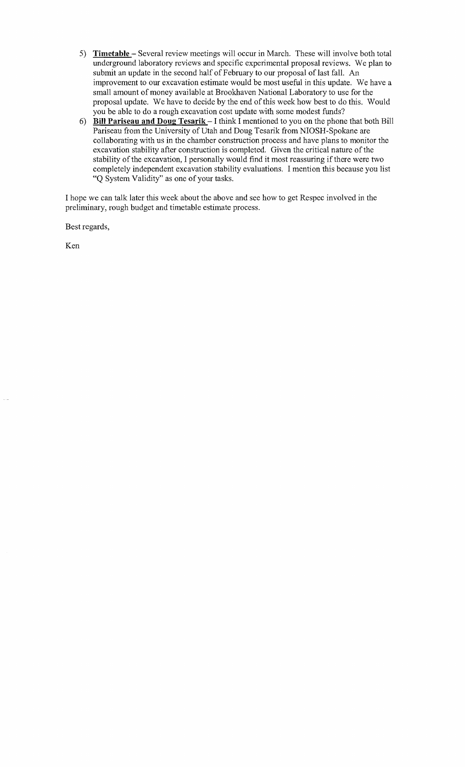5) **Timetable** – Several review meetings will occur in March. These will involve both total underground laboratory reviews and specific experimental proposal reviews. We plan to submit an update in the second half of February to our proposal of last fall. An improvement to our excavation estimate would be most useful in this update. We have a small amount of money available at Brookhaven National Laboratory to use for the proposal update. We have to decide by the end of this week how best to do this. Would you be able to do a rough excavation cost update with some modest funds?
6) **Bill Pariseau and Doug Tesarik** – I think I mentioned to you on the phone that both Bill Pariseau from the University of Utah and Doug Tesarik from NIOSH-Spokane are collaborating with us in the chamber construction process and have plans to monitor the excavation stability after construction is completed. Given the critical nature of the stability of the excavation, I personally would find it most reassuring if there were two completely independent excavation stability evaluations. I mention this because you list "Q System Validity" as one of your tasks.

I hope we can talk later this week about the above and see how to get Respec involved in the preliminary, rough budget and timetable estimate process.

Best regards,

Ken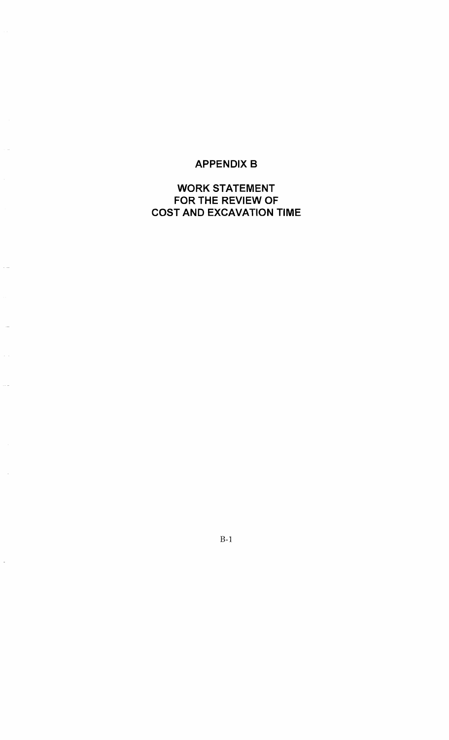# APPENDIX B

## WORK STATEMENT FOR THE REVIEW OF COST AND EXCAVATION TIME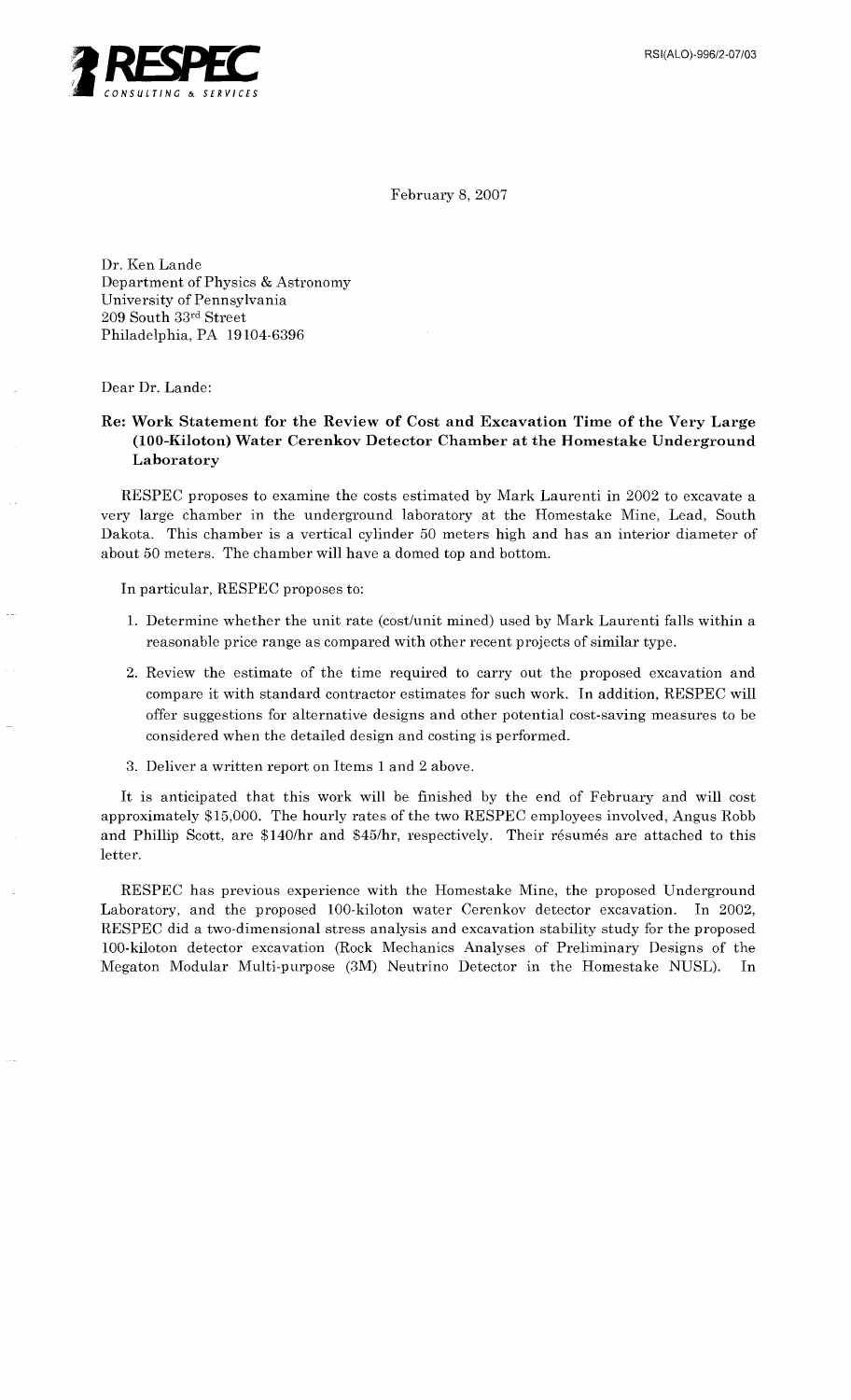RESPEC

CONSULTING & SERVICES

RSI(ALO)-996/2-07/03

February 8, 2007

Dr. Ken Lande
Department of Physics & Astronomy
University of Pennsylvania
209 South 33rd Street
Philadelphia, PA 19104-6396

Dear Dr. Lande:

**Re: Work Statement for the Review of Cost and Excavation Time of the Very Large (100-Kiloton) Water Cerenkov Detector Chamber at the Homestake Underground Laboratory**

RESPEC proposes to examine the costs estimated by Mark Laurenti in 2002 to excavate a very large chamber in the underground laboratory at the Homestake Mine, Lead, South Dakota. This chamber is a vertical cylinder 50 meters high and has an interior diameter of about 50 meters. The chamber will have a domed top and bottom.

In particular, RESPEC proposes to:

1. Determine whether the unit rate (cost/unit mined) used by Mark Laurenti falls within a reasonable price range as compared with other recent projects of similar type.
2. Review the estimate of the time required to carry out the proposed excavation and compare it with standard contractor estimates for such work. In addition, RESPEC will offer suggestions for alternative designs and other potential cost-saving measures to be considered when the detailed design and costing is performed.
3. Deliver a written report on Items 1 and 2 above.

It is anticipated that this work will be finished by the end of February and will cost approximately $15,000. The hourly rates of the two RESPEC employees involved, Angus Robb and Phillip Scott, are $140/hr and $45/hr, respectively. Their résumés are attached to this letter.

RESPEC has previous experience with the Homestake Mine, the proposed Underground Laboratory, and the proposed 100-kiloton water Cerenkov detector excavation. In 2002, RESPEC did a two-dimensional stress analysis and excavation stability study for the proposed 100-kiloton detector excavation (Rock Mechanics Analyses of Preliminary Designs of the Megaton Modular Multi-purpose (3M) Neutrino Detector in the Homestake NUSL). In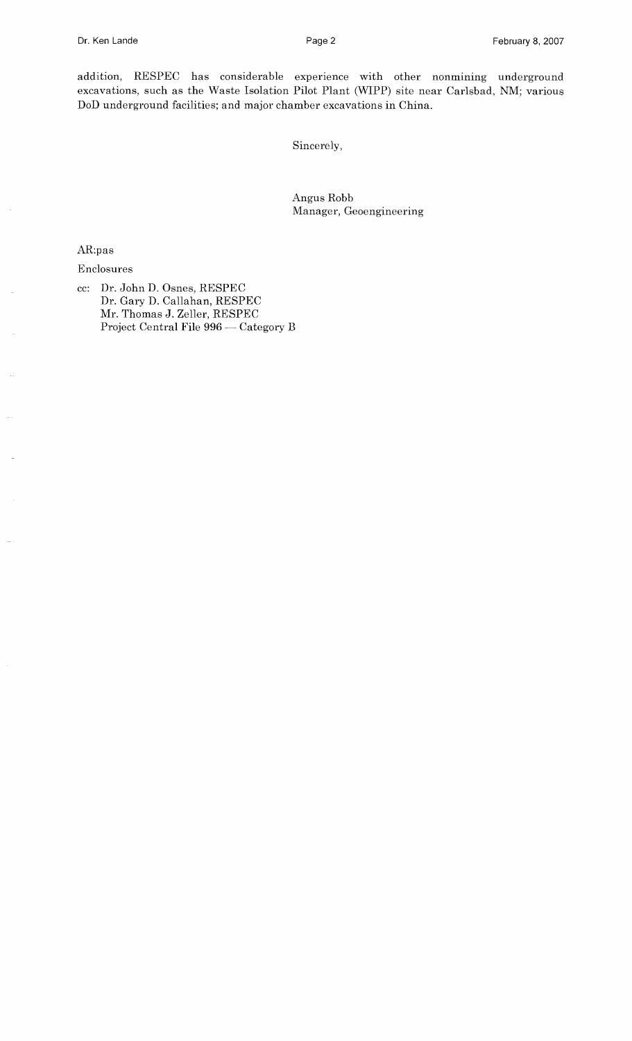addition, RESPEC has considerable experience with other nonmining underground excavations, such as the Waste Isolation Pilot Plant (WIPP) site near Carlsbad, NM; various DoD underground facilities; and major chamber excavations in China.

Sincerely,

Angus Robb
Manager, Geoengineering

AR:pas

Enclosures

cc: Dr. John D. Osnes, RESPEC
Dr. Gary D. Callahan, RESPEC
Mr. Thomas J. Zeller, RESPEC
Project Central File 996 — Category B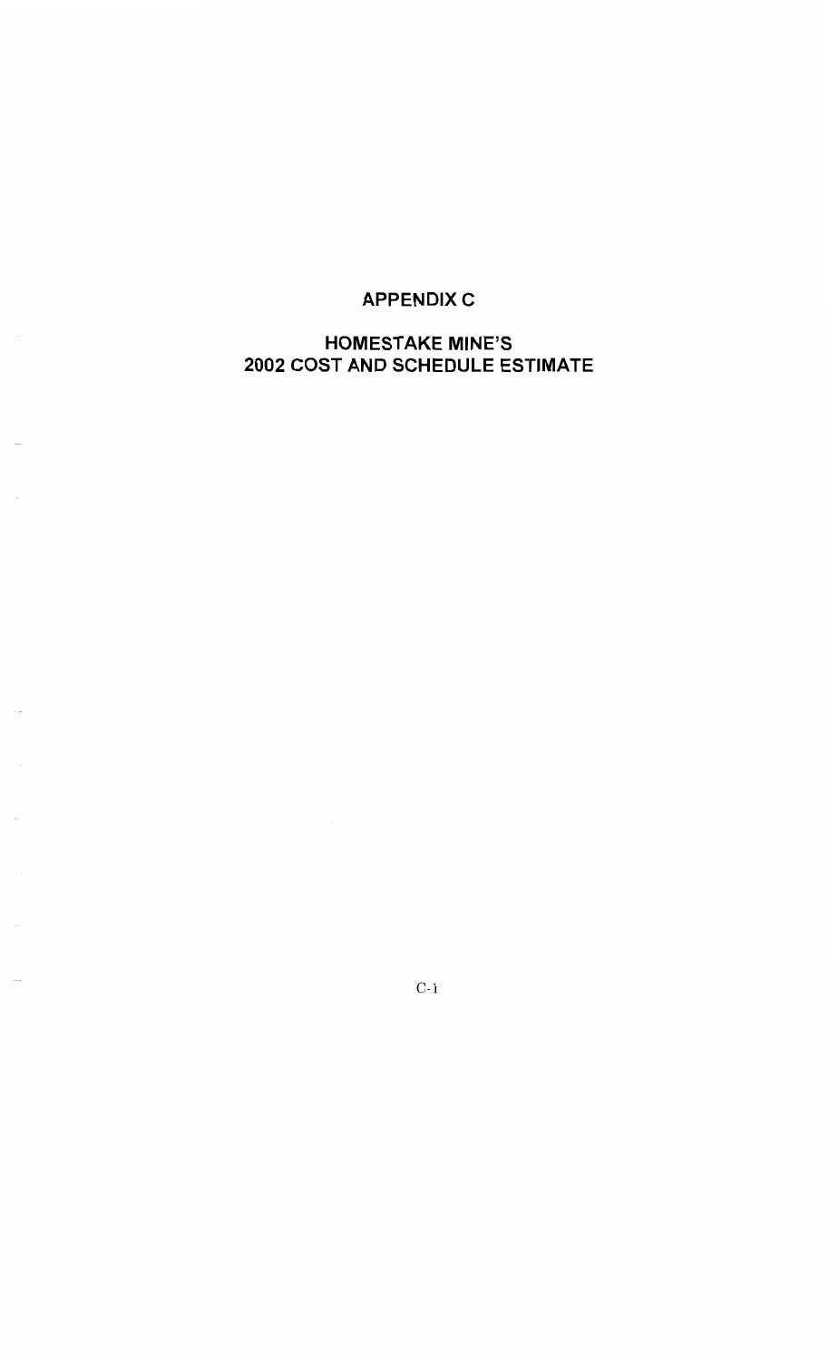# APPENDIX C

## HOMESTAKE MINE'S 2002 COST AND SCHEDULE ESTIMATE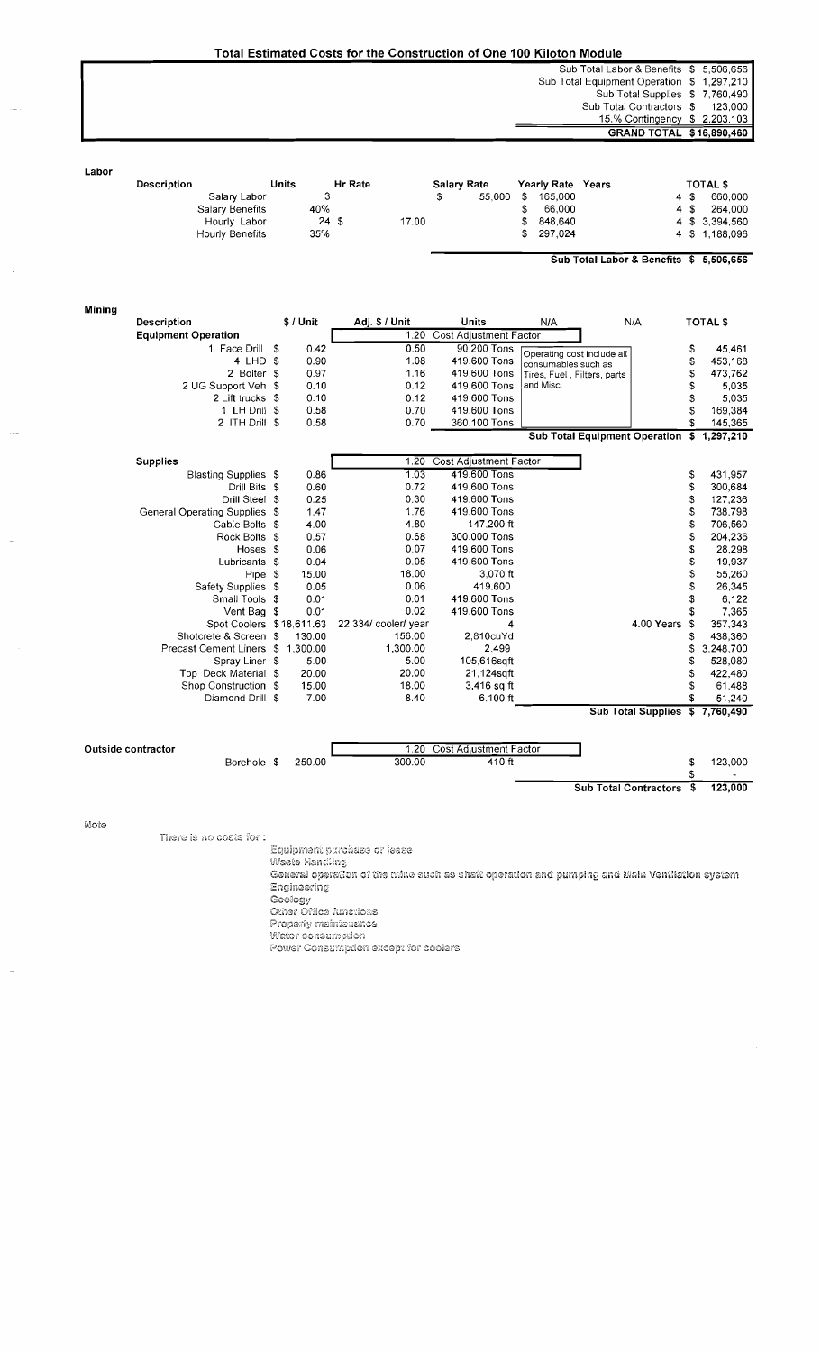## Total Estimated Costs for the Construction of One 100 Kiloton Module

| | |
|---|---|
| Sub Total Labor & Benefits | $ 5,506,656 |
| Sub Total Equipment Operation | $ 1,297,210 |
| Sub Total Supplies | $ 7,760,490 |
| Sub Total Contractors | $ 123,000 |
| 15.% Contingency | $ 2,203,103 |
| **GRAND TOTAL** | **$16,890,460** |

### Labor

| Description | Units | Hr Rate | Salary Rate | Yearly Rate | Years | TOTAL $ |
|---|---|---|---|---|---|---|
| Salary Labor | 3 | | $ 55,000 | $ 165,000 | 4 | $ 660,000 |
| Salary Benefits | 40% | | | $ 66,000 | 4 | $ 264,000 |
| Hourly Labor | 24 | $ 17.00 | | $ 848,640 | 4 | $ 3,394,560 |
| Hourly Benefits | 35% | | | $ 297,024 | 4 | $ 1,188,096 |
| | | | | | **Sub Total Labor & Benefits** | **$ 5,506,656** |

### Mining

| Description | $ / Unit | Adj. $ / Unit | Units | N/A | N/A | TOTAL $ |
|---|---|---|---|---|---|---|
| **Equipment Operation** | | 1.20 | Cost Adjustment Factor | | | |
| 1 Face Drill | $ 0.42 | 0.50 | 90,200 Tons | Operating cost include all consumables such as Tires, Fuel , Filters, parts and Misc. | | $ 45,461 |
| 4 LHD | $ 0.90 | 1.08 | 419,600 Tons | | | $ 453,168 |
| 2 Bolter | $ 0.97 | 1.16 | 419,600 Tons | | | $ 473,762 |
| 2 UG Support Veh | $ 0.10 | 0.12 | 419,600 Tons | | | $ 5,035 |
| 2 Lift trucks | $ 0.10 | 0.12 | 419,600 Tons | | | $ 5,035 |
| 1 LH Drill | $ 0.58 | 0.70 | 419,600 Tons | | | $ 169,384 |
| 2 ITH Drill | $ 0.58 | 0.70 | 360,100 Tons | | | $ 145,365 |
| | | | | | **Sub Total Equipment Operation** | **$ 1,297,210** |

| Supplies | $ / Unit | Adj. $ / Unit | Units | | | TOTAL $ |
|---|---|---|---|---|---|---|
| | | 1.20 | Cost Adjustment Factor | | | |
| Blasting Supplies | $ 0.86 | 1.03 | 419,600 Tons | | | $ 431,957 |
| Drill Bits | $ 0.60 | 0.72 | 419,600 Tons | | | $ 300,684 |
| Drill Steel | $ 0.25 | 0.30 | 419,600 Tons | | | $ 127,236 |
| General Operating Supplies | $ 1.47 | 1.76 | 419,600 Tons | | | $ 738,798 |
| Cable Bolts | $ 4.00 | 4.80 | 147,200 ft | | | $ 706,560 |
| Rock Bolts | $ 0.57 | 0.68 | 300,000 Tons | | | $ 204,236 |
| Hoses | $ 0.06 | 0.07 | 419,600 Tons | | | $ 28,298 |
| Lubricants | $ 0.04 | 0.05 | 419,600 Tons | | | $ 19,937 |
| Pipe | $ 15.00 | 18.00 | 3,070 ft | | | $ 55,260 |
| Safety Supplies | $ 0.05 | 0.06 | 419,600 | | | $ 26,345 |
| Small Tools | $ 0.01 | 0.01 | 419,600 Tons | | | $ 6,122 |
| Vent Bag | $ 0.01 | 0.02 | 419,600 Tons | | | $ 7,365 |
| Spot Coolers | $18,611.63 | 22,334/ cooler/ year | 4 | | 4.00 Years | $ 357,343 |
| Shotcrete & Screen | $ 130.00 | 156.00 | 2,810cuYd | | | $ 438,360 |
| Precast Cement Liners | $ 1,300.00 | 1,300.00 | 2,499 | | | $ 3,248,700 |
| Spray Liner | $ 5.00 | 5.00 | 105,616sqft | | | $ 528,080 |
| Top Deck Material | $ 20.00 | 20.00 | 21,124sqft | | | $ 422,480 |
| Shop Construction | $ 15.00 | 18.00 | 3,416 sq ft | | | $ 61,488 |
| Diamond Drill | $ 7.00 | 8.40 | 6,100 ft | | | $ 51,240 |
| | | | | | **Sub Total Supplies** | **$ 7,760,490** |

| Outside contractor | $ / Unit | Adj. $ / Unit | Units | | | TOTAL $ |
|---|---|---|---|---|---|---|
| | | 1.20 | Cost Adjustment Factor | | | |
| Borehole | $ 250.00 | 300.00 | 410 ft | | | $ 123,000 |
| | | | | | | $ - |
| | | | | | **Sub Total Contractors** | **$ 123,000** |

Note

There is no costs for :

- Equipment purchase or lease
- Waste Handling
- General operation of the mine such as shaft operation and pumping and Main Ventilation system
- Engineering
- Geology
- Other Office functions
- Property maintenance
- Water consumption
- Power Consumption except for coolers